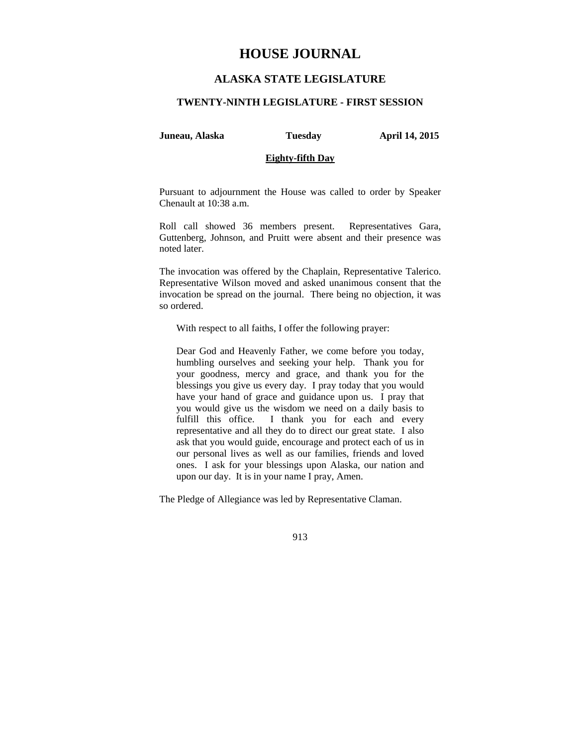# HOUSE JOURNAL

## ALASKA STATE LEGISLATURE

### TWENTY-NINTH LEGISLATURE - FIRST SESSION

**Juneau, Alaska** **Tuesday** **April 14, 2015**

**Eighty-fifth Day**

Pursuant to adjournment the House was called to order by Speaker Chenault at 10:38 a.m.

Roll call showed 36 members present. Representatives Gara, Guttenberg, Johnson, and Pruitt were absent and their presence was noted later.

The invocation was offered by the Chaplain, Representative Talerico. Representative Wilson moved and asked unanimous consent that the invocation be spread on the journal. There being no objection, it was so ordered.

> With respect to all faiths, I offer the following prayer:
>
> Dear God and Heavenly Father, we come before you today, humbling ourselves and seeking your help. Thank you for your goodness, mercy and grace, and thank you for the blessings you give us every day. I pray today that you would have your hand of grace and guidance upon us. I pray that you would give us the wisdom we need on a daily basis to fulfill this office. I thank you for each and every representative and all they do to direct our great state. I also ask that you would guide, encourage and protect each of us in our personal lives as well as our families, friends and loved ones. I ask for your blessings upon Alaska, our nation and upon our day. It is in your name I pray, Amen.

The Pledge of Allegiance was led by Representative Claman.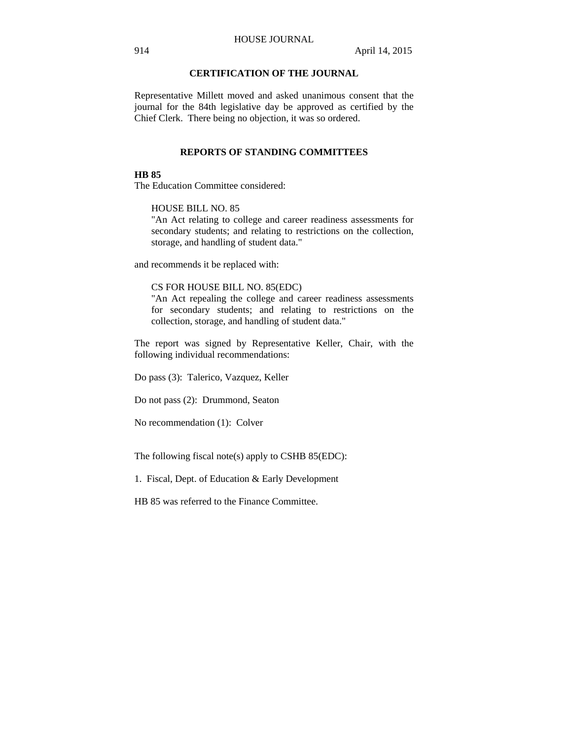## CERTIFICATION OF THE JOURNAL

Representative Millett moved and asked unanimous consent that the journal for the 84th legislative day be approved as certified by the Chief Clerk. There being no objection, it was so ordered.

## REPORTS OF STANDING COMMITTEES

**HB 85**

The Education Committee considered:

> HOUSE BILL NO. 85
> "An Act relating to college and career readiness assessments for secondary students; and relating to restrictions on the collection, storage, and handling of student data."

and recommends it be replaced with:

> CS FOR HOUSE BILL NO. 85(EDC)
> "An Act repealing the college and career readiness assessments for secondary students; and relating to restrictions on the collection, storage, and handling of student data."

The report was signed by Representative Keller, Chair, with the following individual recommendations:

Do pass (3): Talerico, Vazquez, Keller

Do not pass (2): Drummond, Seaton

No recommendation (1): Colver

The following fiscal note(s) apply to CSHB 85(EDC):

1. Fiscal, Dept. of Education & Early Development

HB 85 was referred to the Finance Committee.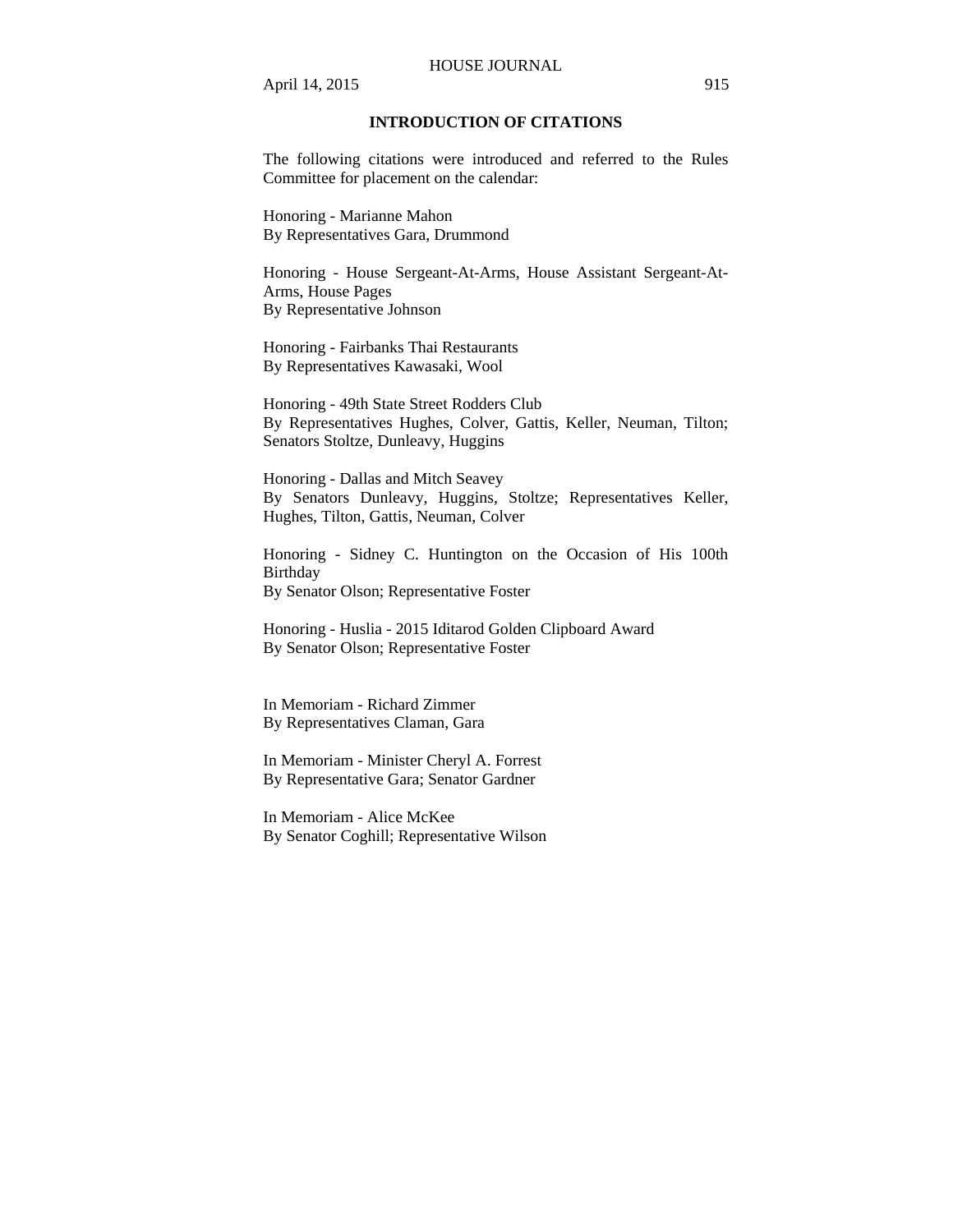## INTRODUCTION OF CITATIONS

The following citations were introduced and referred to the Rules Committee for placement on the calendar:

Honoring - Marianne Mahon
By Representatives Gara, Drummond

Honoring - House Sergeant-At-Arms, House Assistant Sergeant-At-Arms, House Pages
By Representative Johnson

Honoring - Fairbanks Thai Restaurants
By Representatives Kawasaki, Wool

Honoring - 49th State Street Rodders Club
By Representatives Hughes, Colver, Gattis, Keller, Neuman, Tilton; Senators Stoltze, Dunleavy, Huggins

Honoring - Dallas and Mitch Seavey
By Senators Dunleavy, Huggins, Stoltze; Representatives Keller, Hughes, Tilton, Gattis, Neuman, Colver

Honoring - Sidney C. Huntington on the Occasion of His 100th Birthday
By Senator Olson; Representative Foster

Honoring - Huslia - 2015 Iditarod Golden Clipboard Award
By Senator Olson; Representative Foster

In Memoriam - Richard Zimmer
By Representatives Claman, Gara

In Memoriam - Minister Cheryl A. Forrest
By Representative Gara; Senator Gardner

In Memoriam - Alice McKee
By Senator Coghill; Representative Wilson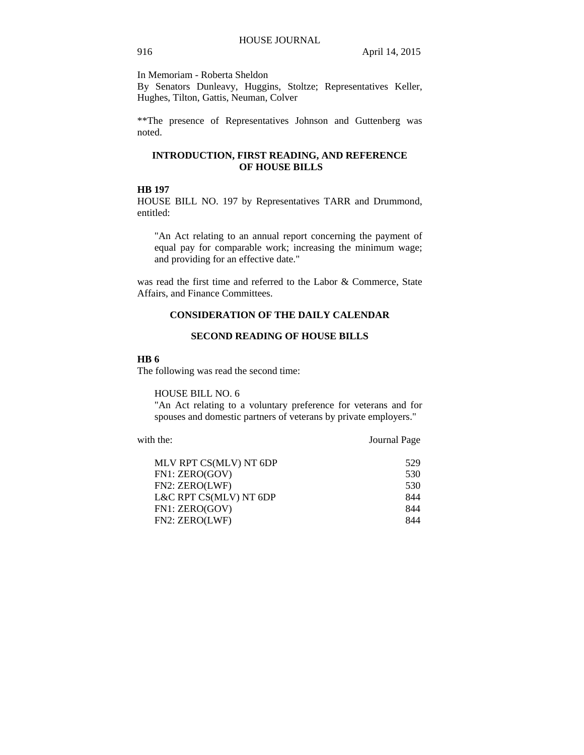In Memoriam - Roberta Sheldon
By Senators Dunleavy, Huggins, Stoltze; Representatives Keller, Hughes, Tilton, Gattis, Neuman, Colver

**The presence of Representatives Johnson and Guttenberg was noted.

## INTRODUCTION, FIRST READING, AND REFERENCE OF HOUSE BILLS

**HB 197**

HOUSE BILL NO. 197 by Representatives TARR and Drummond, entitled:

> "An Act relating to an annual report concerning the payment of equal pay for comparable work; increasing the minimum wage; and providing for an effective date."

was read the first time and referred to the Labor & Commerce, State Affairs, and Finance Committees.

## CONSIDERATION OF THE DAILY CALENDAR

## SECOND READING OF HOUSE BILLS

**HB 6**

The following was read the second time:

> HOUSE BILL NO. 6
> "An Act relating to a voluntary preference for veterans and for spouses and domestic partners of veterans by private employers."

| with the: | Journal Page |
|---|---|
| MLV RPT CS(MLV) NT 6DP | 529 |
| FN1: ZERO(GOV) | 530 |
| FN2: ZERO(LWF) | 530 |
| L&C RPT CS(MLV) NT 6DP | 844 |
| FN1: ZERO(GOV) | 844 |
| FN2: ZERO(LWF) | 844 |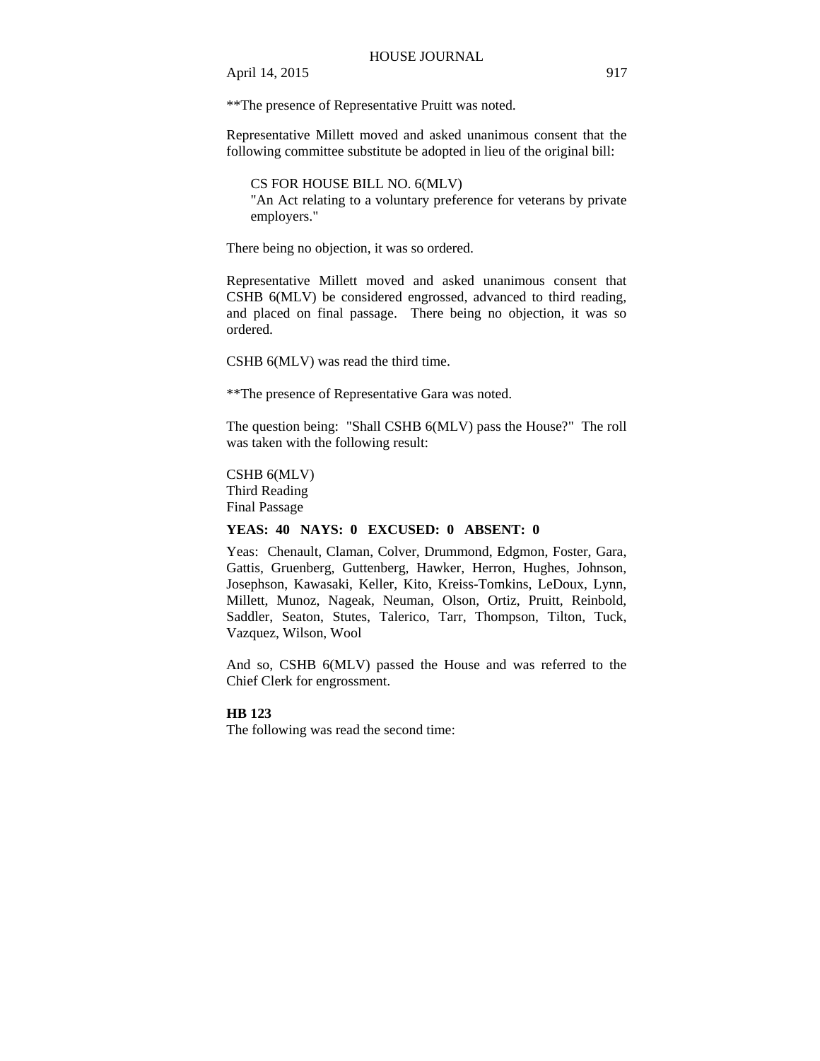**The presence of Representative Pruitt was noted.

Representative Millett moved and asked unanimous consent that the following committee substitute be adopted in lieu of the original bill:

> CS FOR HOUSE BILL NO. 6(MLV)
> "An Act relating to a voluntary preference for veterans by private employers."

There being no objection, it was so ordered.

Representative Millett moved and asked unanimous consent that CSHB 6(MLV) be considered engrossed, advanced to third reading, and placed on final passage. There being no objection, it was so ordered.

CSHB 6(MLV) was read the third time.

**The presence of Representative Gara was noted.

The question being: "Shall CSHB 6(MLV) pass the House?" The roll was taken with the following result:

CSHB 6(MLV)
Third Reading
Final Passage

**YEAS: 40 NAYS: 0 EXCUSED: 0 ABSENT: 0**

Yeas: Chenault, Claman, Colver, Drummond, Edgmon, Foster, Gara, Gattis, Gruenberg, Guttenberg, Hawker, Herron, Hughes, Johnson, Josephson, Kawasaki, Keller, Kito, Kreiss-Tomkins, LeDoux, Lynn, Millett, Munoz, Nageak, Neuman, Olson, Ortiz, Pruitt, Reinbold, Saddler, Seaton, Stutes, Talerico, Tarr, Thompson, Tilton, Tuck, Vazquez, Wilson, Wool

And so, CSHB 6(MLV) passed the House and was referred to the Chief Clerk for engrossment.

**HB 123**

The following was read the second time: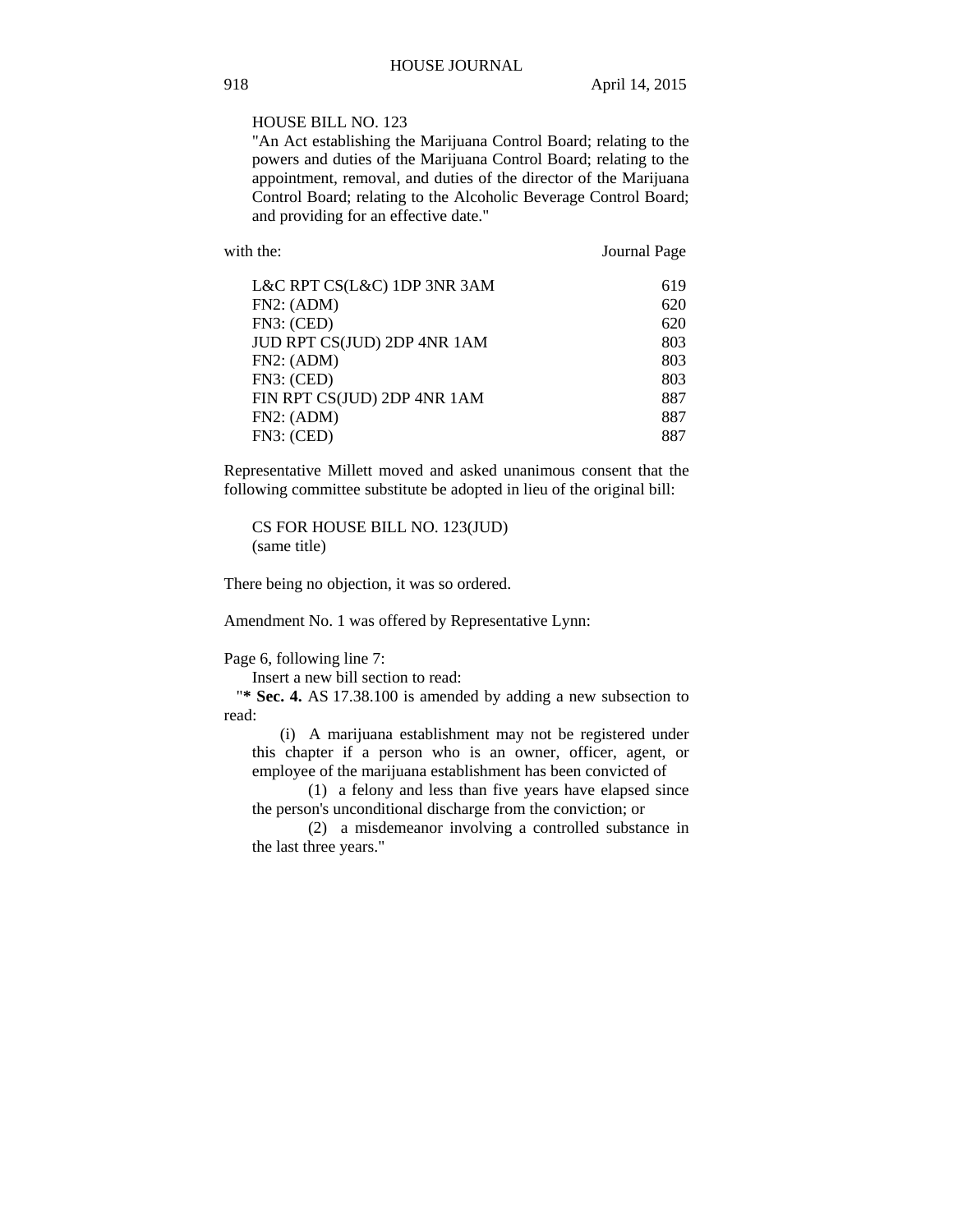HOUSE BILL NO. 123

"An Act establishing the Marijuana Control Board; relating to the powers and duties of the Marijuana Control Board; relating to the appointment, removal, and duties of the director of the Marijuana Control Board; relating to the Alcoholic Beverage Control Board; and providing for an effective date."

| with the: | Journal Page |
|---|---|
| L&C RPT CS(L&C) 1DP 3NR 3AM | 619 |
| FN2: (ADM) | 620 |
| FN3: (CED) | 620 |
| JUD RPT CS(JUD) 2DP 4NR 1AM | 803 |
| FN2: (ADM) | 803 |
| FN3: (CED) | 803 |
| FIN RPT CS(JUD) 2DP 4NR 1AM | 887 |
| FN2: (ADM) | 887 |
| FN3: (CED) | 887 |

Representative Millett moved and asked unanimous consent that the following committee substitute be adopted in lieu of the original bill:

CS FOR HOUSE BILL NO. 123(JUD)
(same title)

There being no objection, it was so ordered.

Amendment No. 1 was offered by Representative Lynn:

Page 6, following line 7:

Insert a new bill section to read:

"**\* Sec. 4.** AS 17.38.100 is amended by adding a new subsection to read:

(i) A marijuana establishment may not be registered under this chapter if a person who is an owner, officer, agent, or employee of the marijuana establishment has been convicted of

(1) a felony and less than five years have elapsed since the person's unconditional discharge from the conviction; or

(2) a misdemeanor involving a controlled substance in the last three years."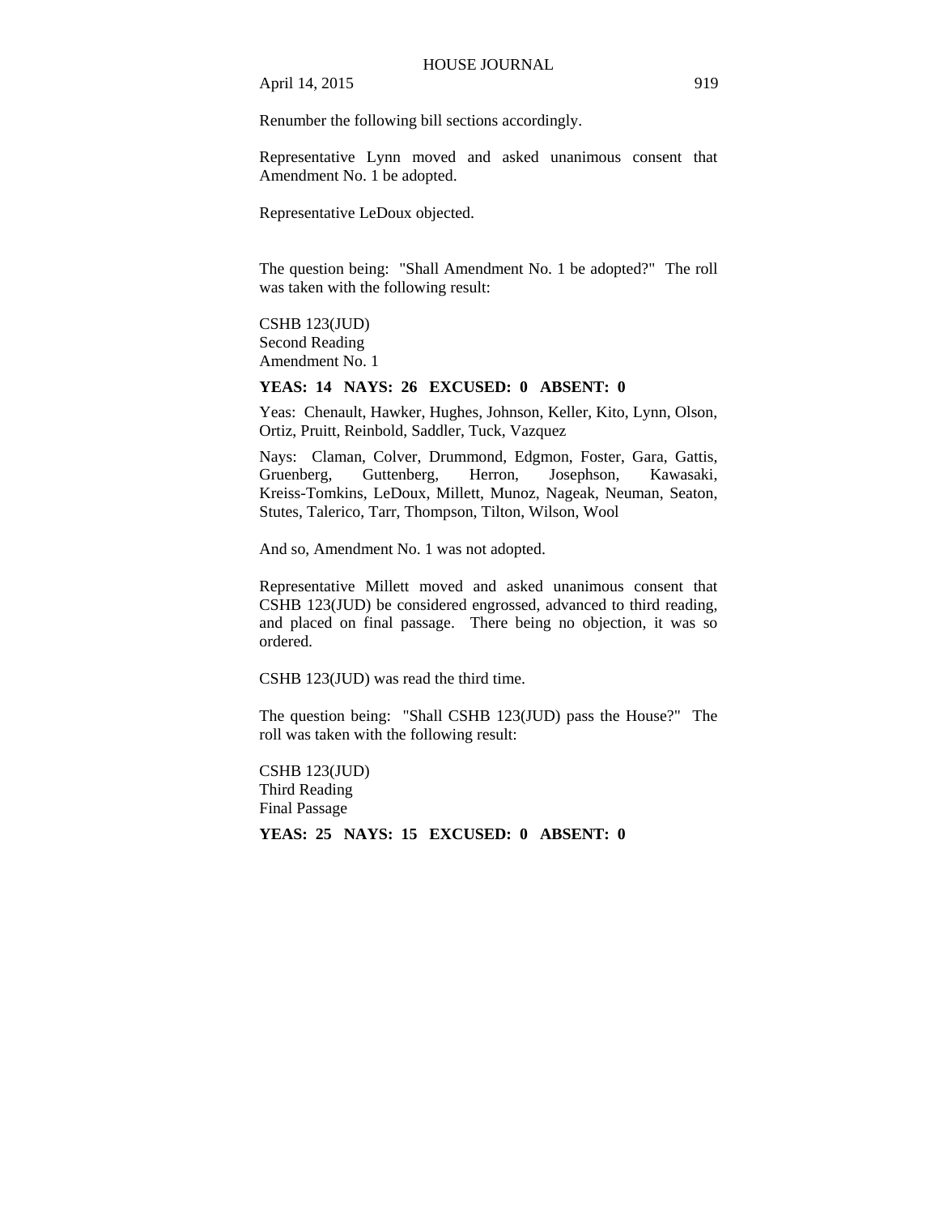Renumber the following bill sections accordingly.

Representative Lynn moved and asked unanimous consent that Amendment No. 1 be adopted.

Representative LeDoux objected.

The question being: "Shall Amendment No. 1 be adopted?" The roll was taken with the following result:

CSHB 123(JUD)
Second Reading
Amendment No. 1

**YEAS: 14 NAYS: 26 EXCUSED: 0 ABSENT: 0**

Yeas: Chenault, Hawker, Hughes, Johnson, Keller, Kito, Lynn, Olson, Ortiz, Pruitt, Reinbold, Saddler, Tuck, Vazquez

Nays: Claman, Colver, Drummond, Edgmon, Foster, Gara, Gattis, Gruenberg, Guttenberg, Herron, Josephson, Kawasaki, Kreiss-Tomkins, LeDoux, Millett, Munoz, Nageak, Neuman, Seaton, Stutes, Talerico, Tarr, Thompson, Tilton, Wilson, Wool

And so, Amendment No. 1 was not adopted.

Representative Millett moved and asked unanimous consent that CSHB 123(JUD) be considered engrossed, advanced to third reading, and placed on final passage. There being no objection, it was so ordered.

CSHB 123(JUD) was read the third time.

The question being: "Shall CSHB 123(JUD) pass the House?" The roll was taken with the following result:

CSHB 123(JUD)
Third Reading
Final Passage

**YEAS: 25 NAYS: 15 EXCUSED: 0 ABSENT: 0**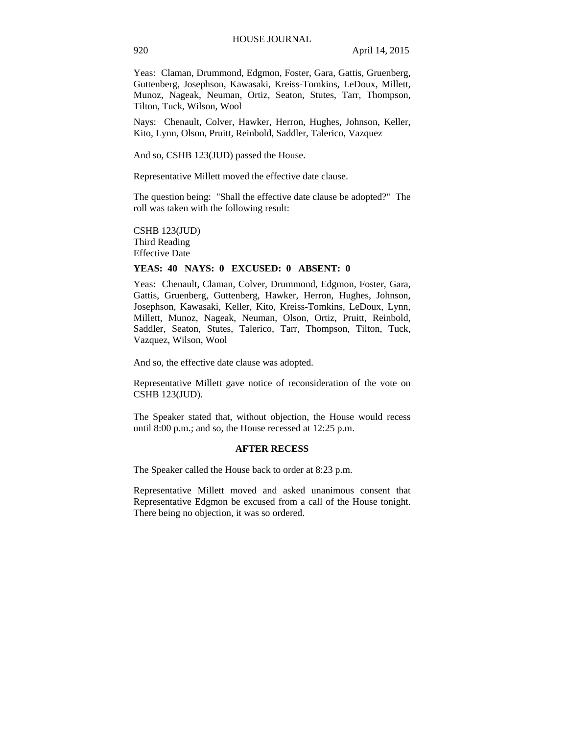Yeas: Claman, Drummond, Edgmon, Foster, Gara, Gattis, Gruenberg, Guttenberg, Josephson, Kawasaki, Kreiss-Tomkins, LeDoux, Millett, Munoz, Nageak, Neuman, Ortiz, Seaton, Stutes, Tarr, Thompson, Tilton, Tuck, Wilson, Wool

Nays: Chenault, Colver, Hawker, Herron, Hughes, Johnson, Keller, Kito, Lynn, Olson, Pruitt, Reinbold, Saddler, Talerico, Vazquez

And so, CSHB 123(JUD) passed the House.

Representative Millett moved the effective date clause.

The question being: "Shall the effective date clause be adopted?" The roll was taken with the following result:

CSHB 123(JUD)
Third Reading
Effective Date

**YEAS: 40 NAYS: 0 EXCUSED: 0 ABSENT: 0**

Yeas: Chenault, Claman, Colver, Drummond, Edgmon, Foster, Gara, Gattis, Gruenberg, Guttenberg, Hawker, Herron, Hughes, Johnson, Josephson, Kawasaki, Keller, Kito, Kreiss-Tomkins, LeDoux, Lynn, Millett, Munoz, Nageak, Neuman, Olson, Ortiz, Pruitt, Reinbold, Saddler, Seaton, Stutes, Talerico, Tarr, Thompson, Tilton, Tuck, Vazquez, Wilson, Wool

And so, the effective date clause was adopted.

Representative Millett gave notice of reconsideration of the vote on CSHB 123(JUD).

The Speaker stated that, without objection, the House would recess until 8:00 p.m.; and so, the House recessed at 12:25 p.m.

## AFTER RECESS

The Speaker called the House back to order at 8:23 p.m.

Representative Millett moved and asked unanimous consent that Representative Edgmon be excused from a call of the House tonight. There being no objection, it was so ordered.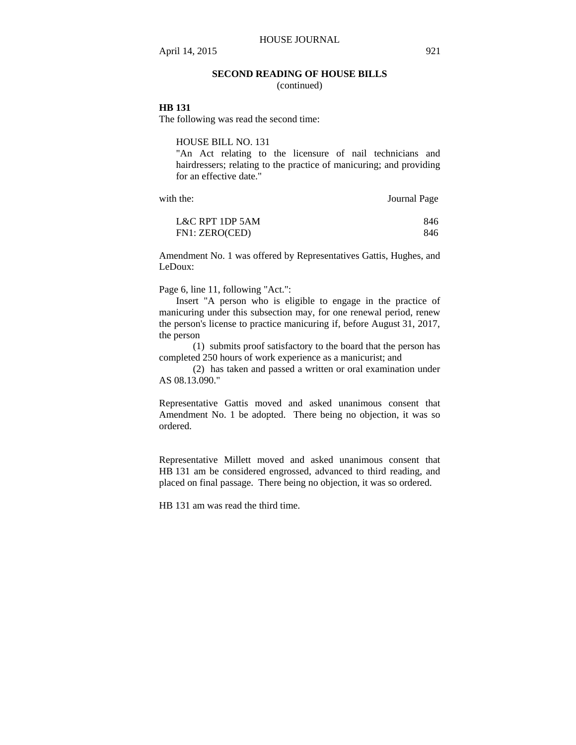## SECOND READING OF HOUSE BILLS
(continued)

**HB 131**

The following was read the second time:

> HOUSE BILL NO. 131
> "An Act relating to the licensure of nail technicians and hairdressers; relating to the practice of manicuring; and providing for an effective date."

| with the: | Journal Page |
|---|---|
| L&C RPT 1DP 5AM | 846 |
| FN1: ZERO(CED) | 846 |

Amendment No. 1 was offered by Representatives Gattis, Hughes, and LeDoux:

Page 6, line 11, following "Act.":

Insert "A person who is eligible to engage in the practice of manicuring under this subsection may, for one renewal period, renew the person's license to practice manicuring if, before August 31, 2017, the person

(1) submits proof satisfactory to the board that the person has completed 250 hours of work experience as a manicurist; and

(2) has taken and passed a written or oral examination under AS 08.13.090."

Representative Gattis moved and asked unanimous consent that Amendment No. 1 be adopted. There being no objection, it was so ordered.

Representative Millett moved and asked unanimous consent that HB 131 am be considered engrossed, advanced to third reading, and placed on final passage. There being no objection, it was so ordered.

HB 131 am was read the third time.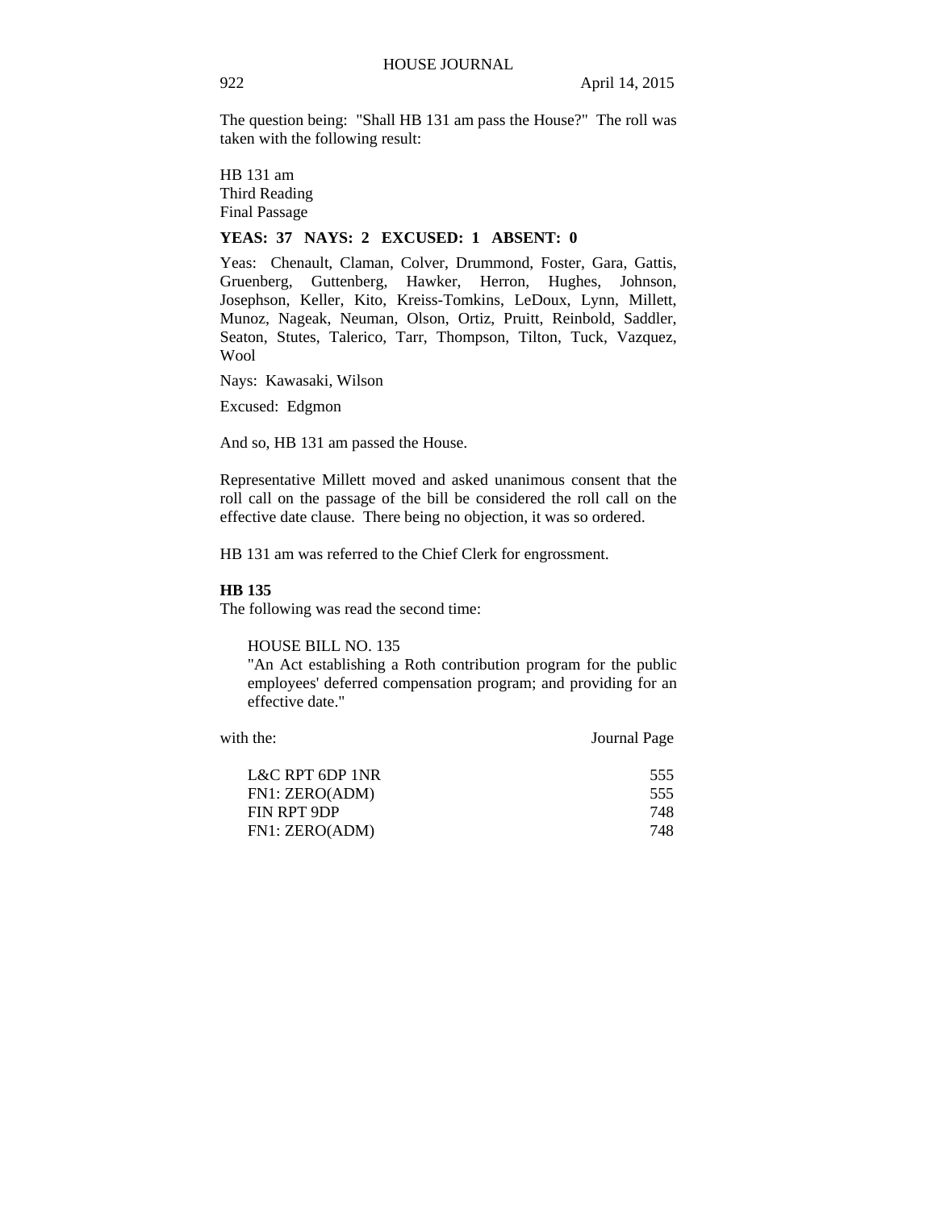The question being: "Shall HB 131 am pass the House?" The roll was taken with the following result:

HB 131 am
Third Reading
Final Passage

**YEAS: 37 NAYS: 2 EXCUSED: 1 ABSENT: 0**

Yeas: Chenault, Claman, Colver, Drummond, Foster, Gara, Gattis, Gruenberg, Guttenberg, Hawker, Herron, Hughes, Johnson, Josephson, Keller, Kito, Kreiss-Tomkins, LeDoux, Lynn, Millett, Munoz, Nageak, Neuman, Olson, Ortiz, Pruitt, Reinbold, Saddler, Seaton, Stutes, Talerico, Tarr, Thompson, Tilton, Tuck, Vazquez, Wool

Nays: Kawasaki, Wilson

Excused: Edgmon

And so, HB 131 am passed the House.

Representative Millett moved and asked unanimous consent that the roll call on the passage of the bill be considered the roll call on the effective date clause. There being no objection, it was so ordered.

HB 131 am was referred to the Chief Clerk for engrossment.

**HB 135**

The following was read the second time:

HOUSE BILL NO. 135
"An Act establishing a Roth contribution program for the public employees' deferred compensation program; and providing for an effective date."

| with the: | Journal Page |
|---|---|
| L&C RPT 6DP 1NR | 555 |
| FN1: ZERO(ADM) | 555 |
| FIN RPT 9DP | 748 |
| FN1: ZERO(ADM) | 748 |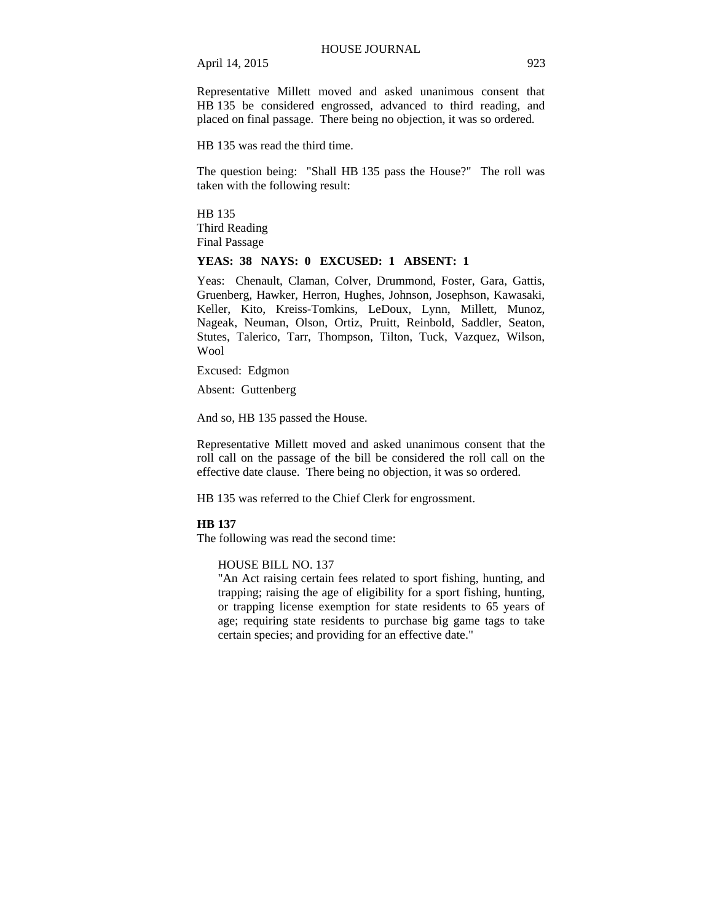Representative Millett moved and asked unanimous consent that HB 135 be considered engrossed, advanced to third reading, and placed on final passage. There being no objection, it was so ordered.

HB 135 was read the third time.

The question being: "Shall HB 135 pass the House?" The roll was taken with the following result:

HB 135
Third Reading
Final Passage

**YEAS: 38 NAYS: 0 EXCUSED: 1 ABSENT: 1**

Yeas: Chenault, Claman, Colver, Drummond, Foster, Gara, Gattis, Gruenberg, Hawker, Herron, Hughes, Johnson, Josephson, Kawasaki, Keller, Kito, Kreiss-Tomkins, LeDoux, Lynn, Millett, Munoz, Nageak, Neuman, Olson, Ortiz, Pruitt, Reinbold, Saddler, Seaton, Stutes, Talerico, Tarr, Thompson, Tilton, Tuck, Vazquez, Wilson, Wool

Excused: Edgmon

Absent: Guttenberg

And so, HB 135 passed the House.

Representative Millett moved and asked unanimous consent that the roll call on the passage of the bill be considered the roll call on the effective date clause. There being no objection, it was so ordered.

HB 135 was referred to the Chief Clerk for engrossment.

**HB 137**
The following was read the second time:

> HOUSE BILL NO. 137
> "An Act raising certain fees related to sport fishing, hunting, and trapping; raising the age of eligibility for a sport fishing, hunting, or trapping license exemption for state residents to 65 years of age; requiring state residents to purchase big game tags to take certain species; and providing for an effective date."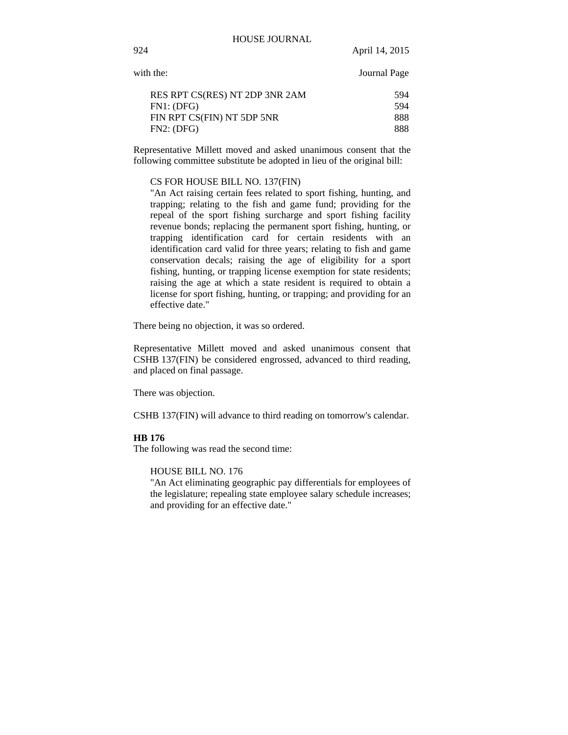with the: Journal Page

| | |
|---|---|
| RES RPT CS(RES) NT 2DP 3NR 2AM | 594 |
| FN1: (DFG) | 594 |
| FIN RPT CS(FIN) NT 5DP 5NR | 888 |
| FN2: (DFG) | 888 |

Representative Millett moved and asked unanimous consent that the following committee substitute be adopted in lieu of the original bill:

CS FOR HOUSE BILL NO. 137(FIN)
"An Act raising certain fees related to sport fishing, hunting, and trapping; relating to the fish and game fund; providing for the repeal of the sport fishing surcharge and sport fishing facility revenue bonds; replacing the permanent sport fishing, hunting, or trapping identification card for certain residents with an identification card valid for three years; relating to fish and game conservation decals; raising the age of eligibility for a sport fishing, hunting, or trapping license exemption for state residents; raising the age at which a state resident is required to obtain a license for sport fishing, hunting, or trapping; and providing for an effective date."

There being no objection, it was so ordered.

Representative Millett moved and asked unanimous consent that CSHB 137(FIN) be considered engrossed, advanced to third reading, and placed on final passage.

There was objection.

CSHB 137(FIN) will advance to third reading on tomorrow's calendar.

**HB 176**
The following was read the second time:

HOUSE BILL NO. 176
"An Act eliminating geographic pay differentials for employees of the legislature; repealing state employee salary schedule increases; and providing for an effective date."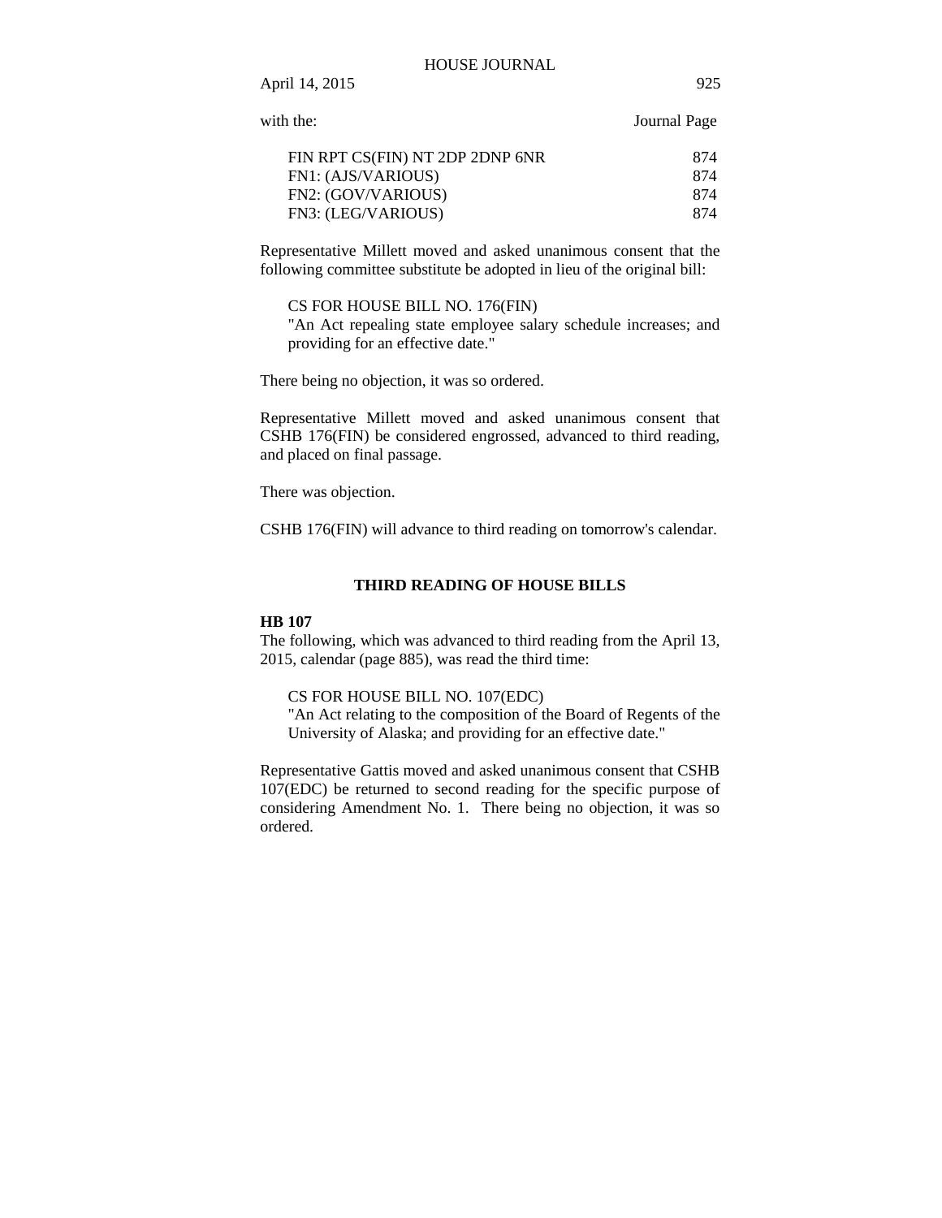with the: Journal Page

| | |
|---|---|
| FIN RPT CS(FIN) NT 2DP 2DNP 6NR | 874 |
| FN1: (AJS/VARIOUS) | 874 |
| FN2: (GOV/VARIOUS) | 874 |
| FN3: (LEG/VARIOUS) | 874 |

Representative Millett moved and asked unanimous consent that the following committee substitute be adopted in lieu of the original bill:

> CS FOR HOUSE BILL NO. 176(FIN)
> "An Act repealing state employee salary schedule increases; and providing for an effective date."

There being no objection, it was so ordered.

Representative Millett moved and asked unanimous consent that CSHB 176(FIN) be considered engrossed, advanced to third reading, and placed on final passage.

There was objection.

CSHB 176(FIN) will advance to third reading on tomorrow's calendar.

## THIRD READING OF HOUSE BILLS

**HB 107**

The following, which was advanced to third reading from the April 13, 2015, calendar (page 885), was read the third time:

> CS FOR HOUSE BILL NO. 107(EDC)
> "An Act relating to the composition of the Board of Regents of the University of Alaska; and providing for an effective date."

Representative Gattis moved and asked unanimous consent that CSHB 107(EDC) be returned to second reading for the specific purpose of considering Amendment No. 1. There being no objection, it was so ordered.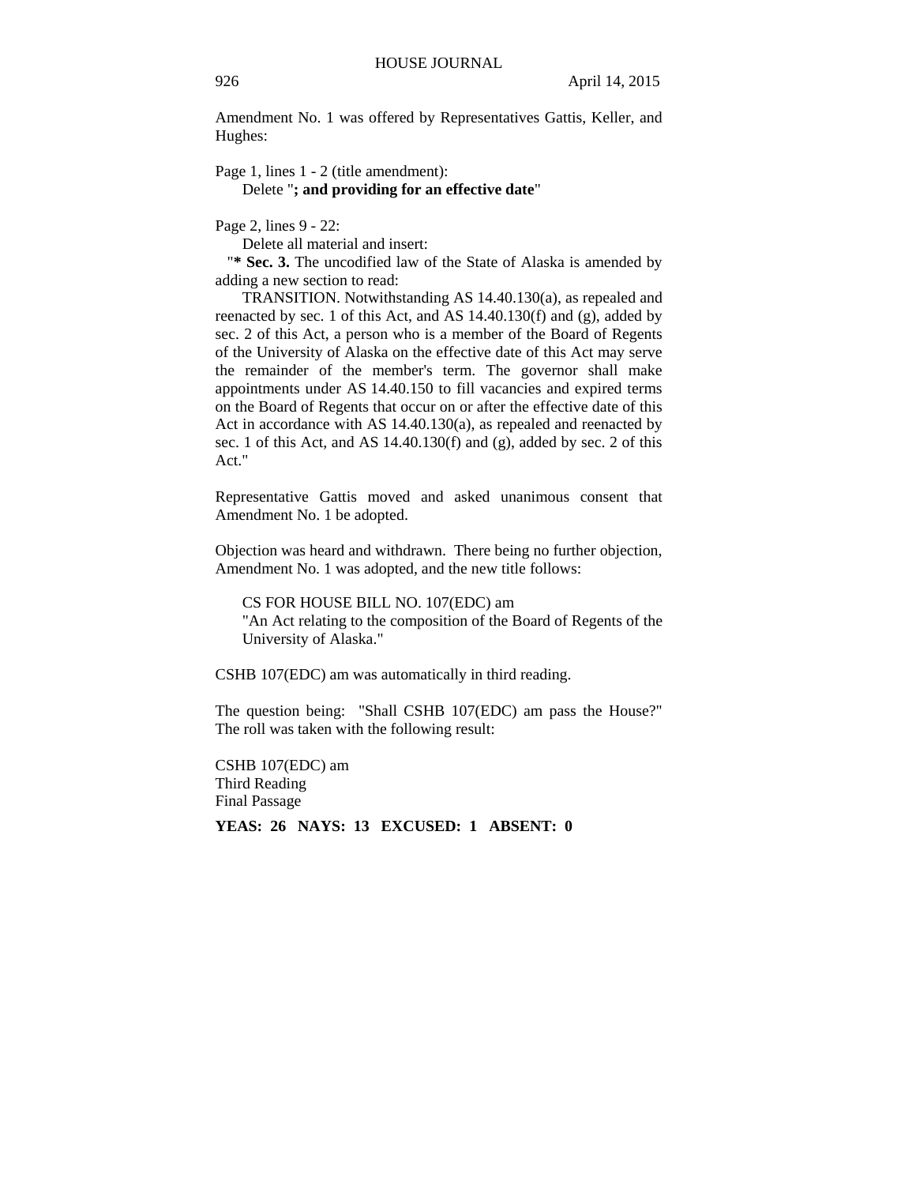Amendment No. 1 was offered by Representatives Gattis, Keller, and Hughes:

Page 1, lines 1 - 2 (title amendment):
Delete "**; and providing for an effective date**"

Page 2, lines 9 - 22:
Delete all material and insert:
"**\* Sec. 3.** The uncodified law of the State of Alaska is amended by adding a new section to read:

TRANSITION. Notwithstanding AS 14.40.130(a), as repealed and reenacted by sec. 1 of this Act, and AS 14.40.130(f) and (g), added by sec. 2 of this Act, a person who is a member of the Board of Regents of the University of Alaska on the effective date of this Act may serve the remainder of the member's term. The governor shall make appointments under AS 14.40.150 to fill vacancies and expired terms on the Board of Regents that occur on or after the effective date of this Act in accordance with AS 14.40.130(a), as repealed and reenacted by sec. 1 of this Act, and AS 14.40.130(f) and (g), added by sec. 2 of this Act."

Representative Gattis moved and asked unanimous consent that Amendment No. 1 be adopted.

Objection was heard and withdrawn. There being no further objection, Amendment No. 1 was adopted, and the new title follows:

CS FOR HOUSE BILL NO. 107(EDC) am
"An Act relating to the composition of the Board of Regents of the University of Alaska."

CSHB 107(EDC) am was automatically in third reading.

The question being: "Shall CSHB 107(EDC) am pass the House?" The roll was taken with the following result:

CSHB 107(EDC) am
Third Reading
Final Passage

**YEAS: 26 NAYS: 13 EXCUSED: 1 ABSENT: 0**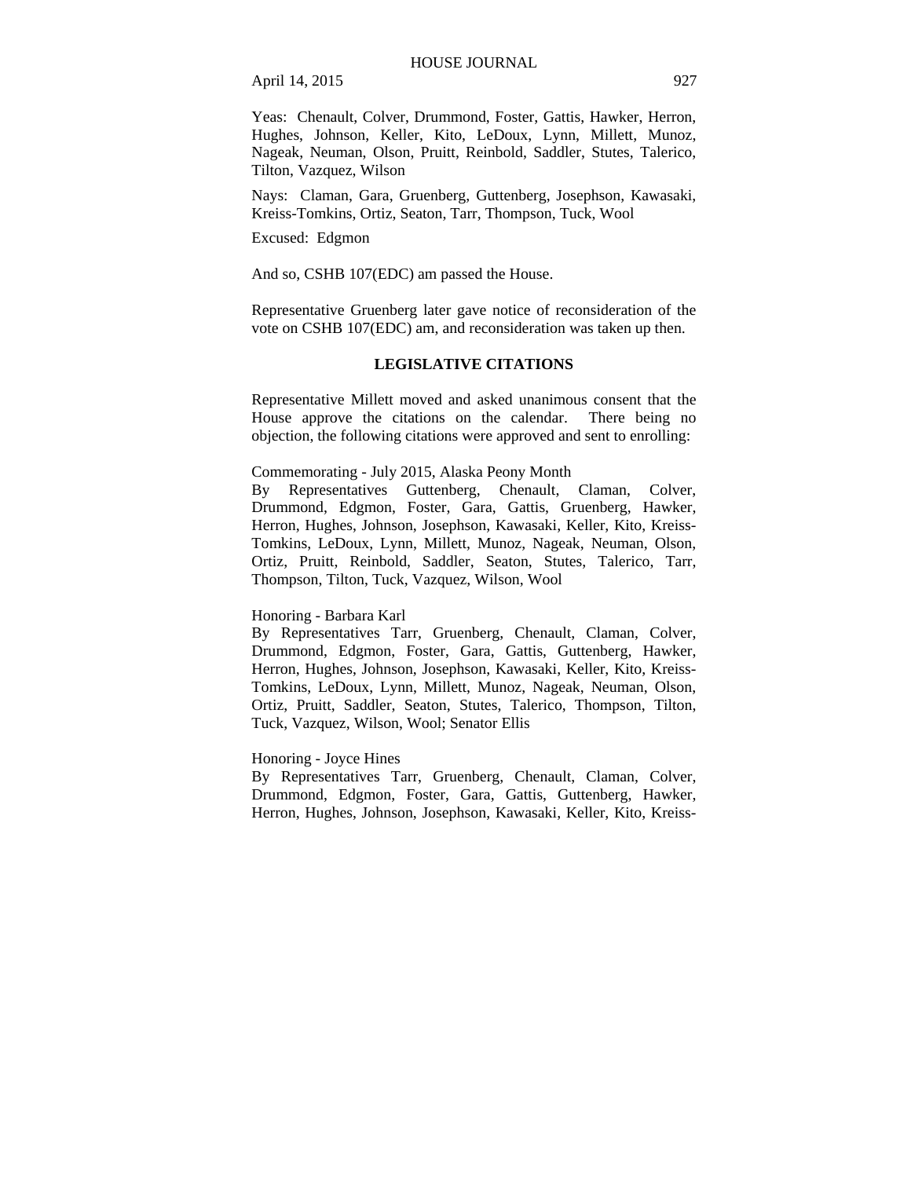Yeas: Chenault, Colver, Drummond, Foster, Gattis, Hawker, Herron, Hughes, Johnson, Keller, Kito, LeDoux, Lynn, Millett, Munoz, Nageak, Neuman, Olson, Pruitt, Reinbold, Saddler, Stutes, Talerico, Tilton, Vazquez, Wilson

Nays: Claman, Gara, Gruenberg, Guttenberg, Josephson, Kawasaki, Kreiss-Tomkins, Ortiz, Seaton, Tarr, Thompson, Tuck, Wool

Excused: Edgmon

And so, CSHB 107(EDC) am passed the House.

Representative Gruenberg later gave notice of reconsideration of the vote on CSHB 107(EDC) am, and reconsideration was taken up then.

## LEGISLATIVE CITATIONS

Representative Millett moved and asked unanimous consent that the House approve the citations on the calendar. There being no objection, the following citations were approved and sent to enrolling:

Commemorating - July 2015, Alaska Peony Month
By Representatives Guttenberg, Chenault, Claman, Colver, Drummond, Edgmon, Foster, Gara, Gattis, Gruenberg, Hawker, Herron, Hughes, Johnson, Josephson, Kawasaki, Keller, Kito, Kreiss-Tomkins, LeDoux, Lynn, Millett, Munoz, Nageak, Neuman, Olson, Ortiz, Pruitt, Reinbold, Saddler, Seaton, Stutes, Talerico, Tarr, Thompson, Tilton, Tuck, Vazquez, Wilson, Wool

Honoring - Barbara Karl
By Representatives Tarr, Gruenberg, Chenault, Claman, Colver, Drummond, Edgmon, Foster, Gara, Gattis, Guttenberg, Hawker, Herron, Hughes, Johnson, Josephson, Kawasaki, Keller, Kito, Kreiss-Tomkins, LeDoux, Lynn, Millett, Munoz, Nageak, Neuman, Olson, Ortiz, Pruitt, Saddler, Seaton, Stutes, Talerico, Thompson, Tilton, Tuck, Vazquez, Wilson, Wool; Senator Ellis

Honoring - Joyce Hines
By Representatives Tarr, Gruenberg, Chenault, Claman, Colver, Drummond, Edgmon, Foster, Gara, Gattis, Guttenberg, Hawker, Herron, Hughes, Johnson, Josephson, Kawasaki, Keller, Kito, Kreiss-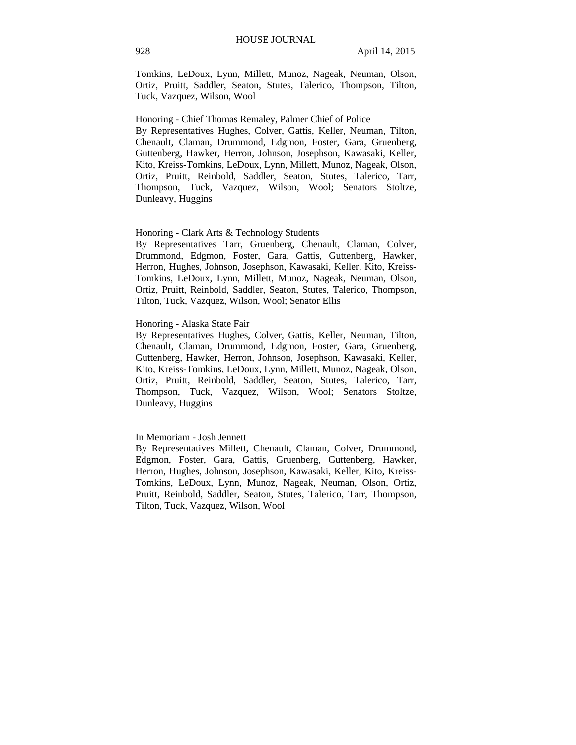Tomkins, LeDoux, Lynn, Millett, Munoz, Nageak, Neuman, Olson, Ortiz, Pruitt, Saddler, Seaton, Stutes, Talerico, Thompson, Tilton, Tuck, Vazquez, Wilson, Wool

Honoring - Chief Thomas Remaley, Palmer Chief of Police
By Representatives Hughes, Colver, Gattis, Keller, Neuman, Tilton, Chenault, Claman, Drummond, Edgmon, Foster, Gara, Gruenberg, Guttenberg, Hawker, Herron, Johnson, Josephson, Kawasaki, Keller, Kito, Kreiss-Tomkins, LeDoux, Lynn, Millett, Munoz, Nageak, Olson, Ortiz, Pruitt, Reinbold, Saddler, Seaton, Stutes, Talerico, Tarr, Thompson, Tuck, Vazquez, Wilson, Wool; Senators Stoltze, Dunleavy, Huggins

Honoring - Clark Arts & Technology Students
By Representatives Tarr, Gruenberg, Chenault, Claman, Colver, Drummond, Edgmon, Foster, Gara, Gattis, Guttenberg, Hawker, Herron, Hughes, Johnson, Josephson, Kawasaki, Keller, Kito, Kreiss-Tomkins, LeDoux, Lynn, Millett, Munoz, Nageak, Neuman, Olson, Ortiz, Pruitt, Reinbold, Saddler, Seaton, Stutes, Talerico, Thompson, Tilton, Tuck, Vazquez, Wilson, Wool; Senator Ellis

Honoring - Alaska State Fair
By Representatives Hughes, Colver, Gattis, Keller, Neuman, Tilton, Chenault, Claman, Drummond, Edgmon, Foster, Gara, Gruenberg, Guttenberg, Hawker, Herron, Johnson, Josephson, Kawasaki, Keller, Kito, Kreiss-Tomkins, LeDoux, Lynn, Millett, Munoz, Nageak, Olson, Ortiz, Pruitt, Reinbold, Saddler, Seaton, Stutes, Talerico, Tarr, Thompson, Tuck, Vazquez, Wilson, Wool; Senators Stoltze, Dunleavy, Huggins

In Memoriam - Josh Jennett
By Representatives Millett, Chenault, Claman, Colver, Drummond, Edgmon, Foster, Gara, Gattis, Gruenberg, Guttenberg, Hawker, Herron, Hughes, Johnson, Josephson, Kawasaki, Keller, Kito, Kreiss-Tomkins, LeDoux, Lynn, Munoz, Nageak, Neuman, Olson, Ortiz, Pruitt, Reinbold, Saddler, Seaton, Stutes, Talerico, Tarr, Thompson, Tilton, Tuck, Vazquez, Wilson, Wool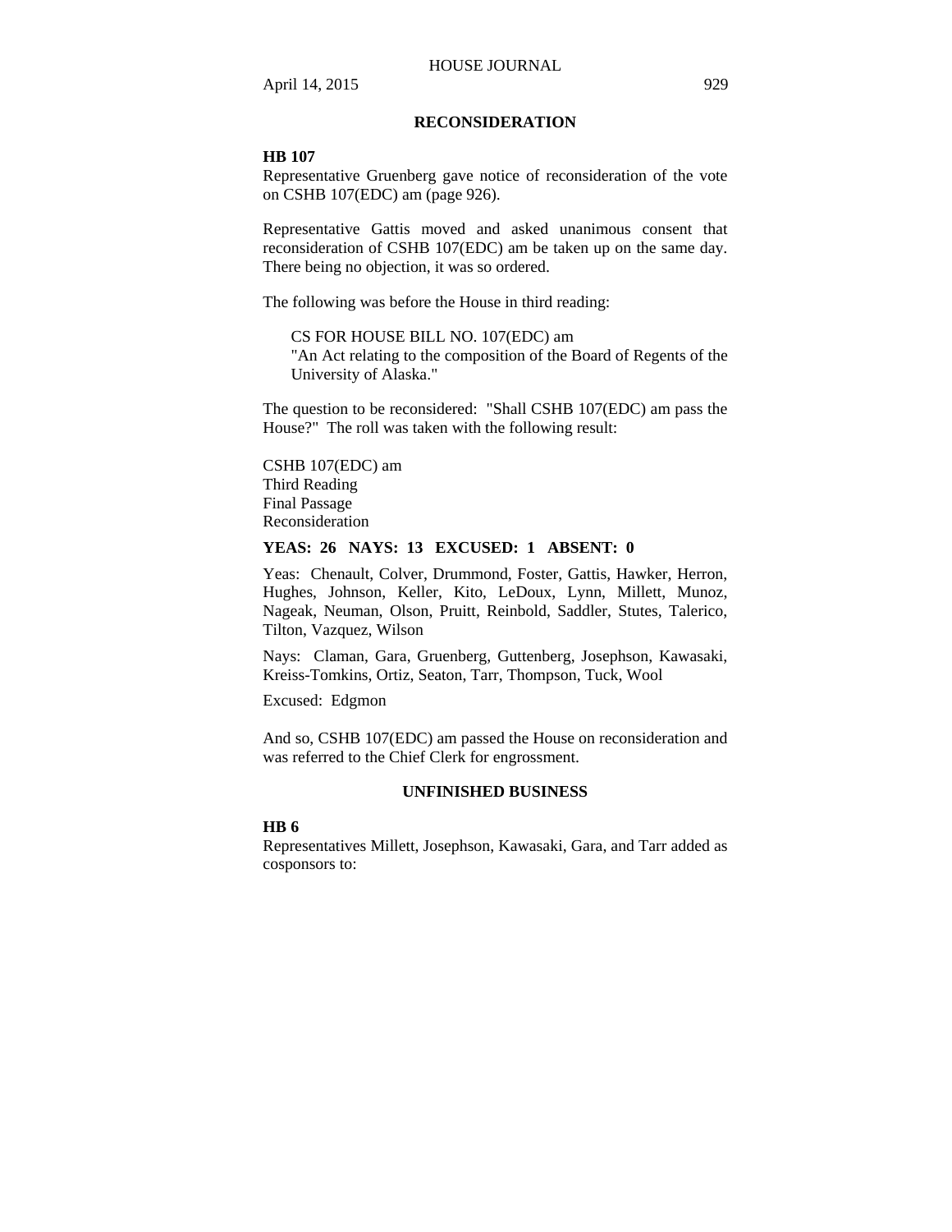## RECONSIDERATION

**HB 107**

Representative Gruenberg gave notice of reconsideration of the vote on CSHB 107(EDC) am (page 926).

Representative Gattis moved and asked unanimous consent that reconsideration of CSHB 107(EDC) am be taken up on the same day. There being no objection, it was so ordered.

The following was before the House in third reading:

> CS FOR HOUSE BILL NO. 107(EDC) am
> "An Act relating to the composition of the Board of Regents of the University of Alaska."

The question to be reconsidered: "Shall CSHB 107(EDC) am pass the House?" The roll was taken with the following result:

CSHB 107(EDC) am
Third Reading
Final Passage
Reconsideration

**YEAS: 26 NAYS: 13 EXCUSED: 1 ABSENT: 0**

Yeas: Chenault, Colver, Drummond, Foster, Gattis, Hawker, Herron, Hughes, Johnson, Keller, Kito, LeDoux, Lynn, Millett, Munoz, Nageak, Neuman, Olson, Pruitt, Reinbold, Saddler, Stutes, Talerico, Tilton, Vazquez, Wilson

Nays: Claman, Gara, Gruenberg, Guttenberg, Josephson, Kawasaki, Kreiss-Tomkins, Ortiz, Seaton, Tarr, Thompson, Tuck, Wool

Excused: Edgmon

And so, CSHB 107(EDC) am passed the House on reconsideration and was referred to the Chief Clerk for engrossment.

## UNFINISHED BUSINESS

**HB 6**

Representatives Millett, Josephson, Kawasaki, Gara, and Tarr added as cosponsors to: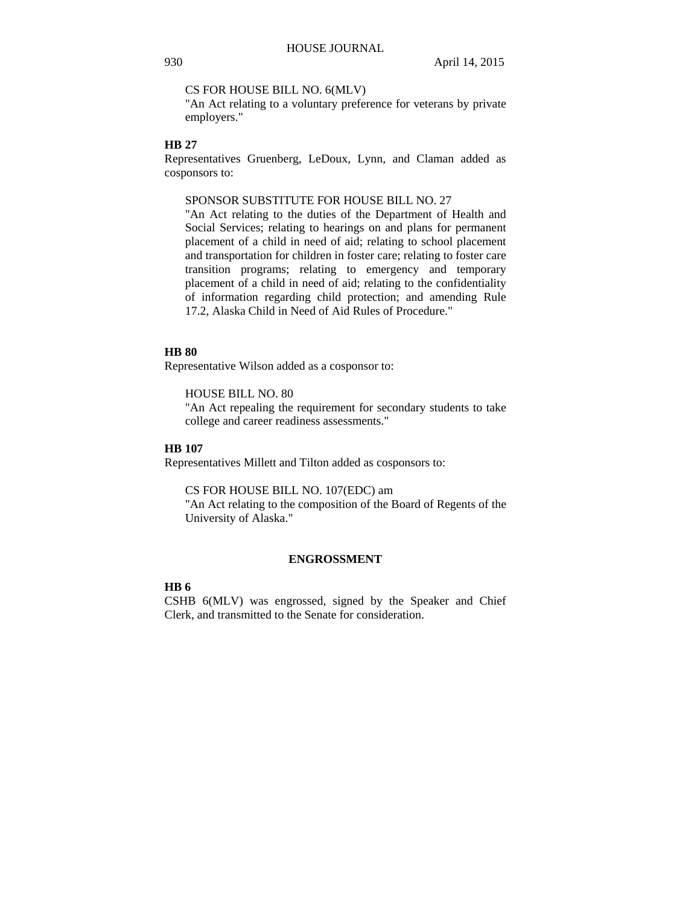CS FOR HOUSE BILL NO. 6(MLV)
"An Act relating to a voluntary preference for veterans by private employers."

**HB 27**
Representatives Gruenberg, LeDoux, Lynn, and Claman added as cosponsors to:

SPONSOR SUBSTITUTE FOR HOUSE BILL NO. 27
"An Act relating to the duties of the Department of Health and Social Services; relating to hearings on and plans for permanent placement of a child in need of aid; relating to school placement and transportation for children in foster care; relating to foster care transition programs; relating to emergency and temporary placement of a child in need of aid; relating to the confidentiality of information regarding child protection; and amending Rule 17.2, Alaska Child in Need of Aid Rules of Procedure."

**HB 80**
Representative Wilson added as a cosponsor to:

HOUSE BILL NO. 80
"An Act repealing the requirement for secondary students to take college and career readiness assessments."

**HB 107**
Representatives Millett and Tilton added as cosponsors to:

CS FOR HOUSE BILL NO. 107(EDC) am
"An Act relating to the composition of the Board of Regents of the University of Alaska."

## ENGROSSMENT

**HB 6**
CSHB 6(MLV) was engrossed, signed by the Speaker and Chief Clerk, and transmitted to the Senate for consideration.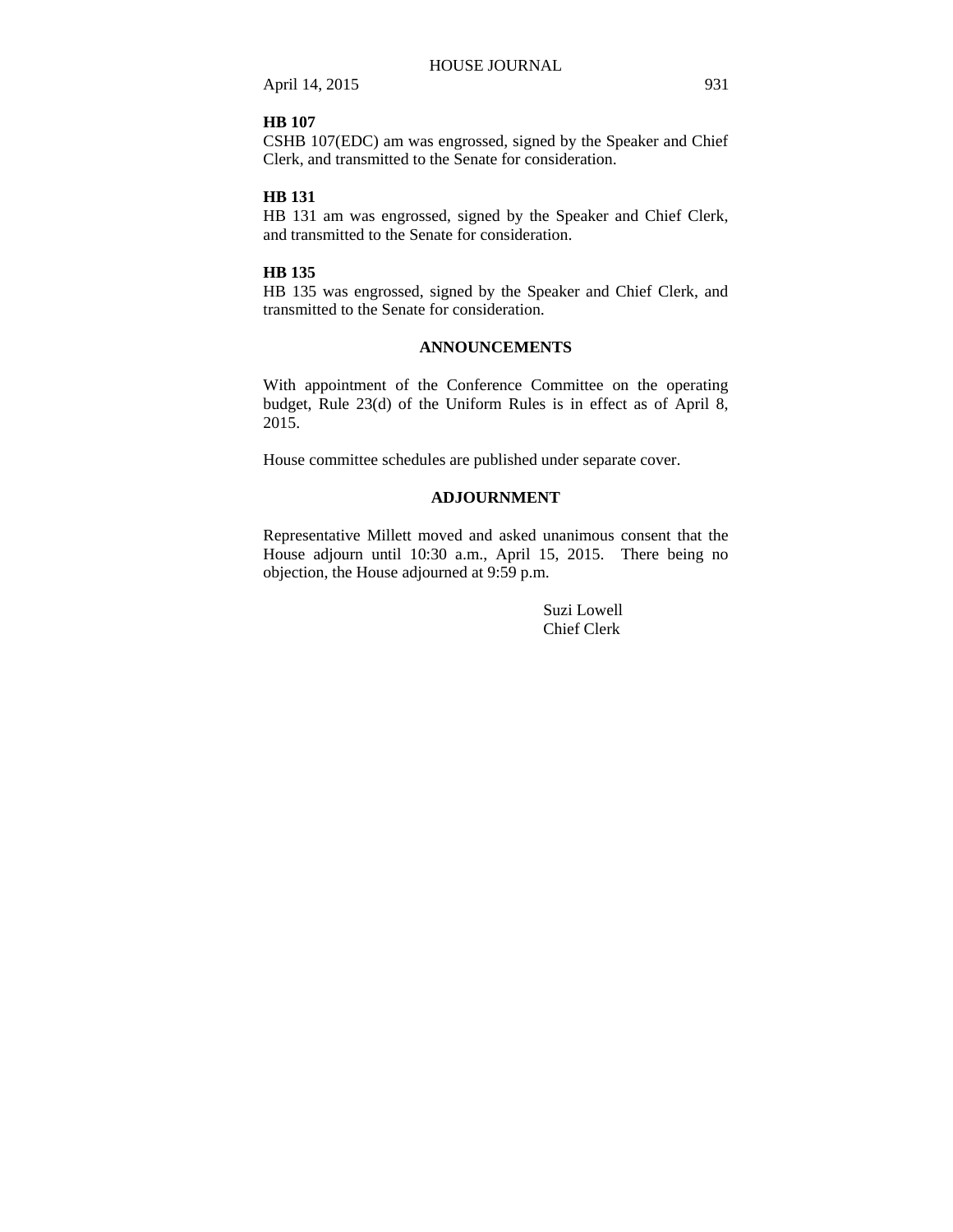**HB 107**

CSHB 107(EDC) am was engrossed, signed by the Speaker and Chief Clerk, and transmitted to the Senate for consideration.

**HB 131**

HB 131 am was engrossed, signed by the Speaker and Chief Clerk, and transmitted to the Senate for consideration.

**HB 135**

HB 135 was engrossed, signed by the Speaker and Chief Clerk, and transmitted to the Senate for consideration.

## ANNOUNCEMENTS

With appointment of the Conference Committee on the operating budget, Rule 23(d) of the Uniform Rules is in effect as of April 8, 2015.

House committee schedules are published under separate cover.

## ADJOURNMENT

Representative Millett moved and asked unanimous consent that the House adjourn until 10:30 a.m., April 15, 2015. There being no objection, the House adjourned at 9:59 p.m.

Suzi Lowell
Chief Clerk